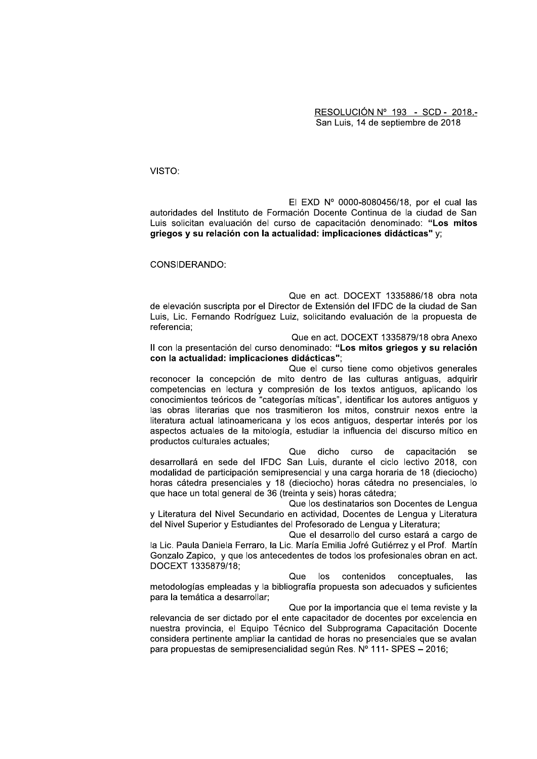RESOLUCIÓN Nº 193 - SCD - 2018.-
San Luis, 14 de septiembre de 2018

VISTO:

El EXD Nº 0000-8080456/18, por el cual las autoridades del Instituto de Formación Docente Continua de la ciudad de San Luis solicitan evaluación del curso de capacitación denominado: **"Los mitos griegos y su relación con la actualidad: implicaciones didácticas"** y;

CONSIDERANDO:

Que en act. DOCEXT 1335886/18 obra nota de elevación suscripta por el Director de Extensión del IFDC de la ciudad de San Luis, Lic. Fernando Rodríguez Luiz, solicitando evaluación de la propuesta de referencia;

Que en act. DOCEXT 1335879/18 obra Anexo II con la presentación del curso denominado: **"Los mitos griegos y su relación con la actualidad: implicaciones didácticas"**;

Que el curso tiene como objetivos generales reconocer la concepción de mito dentro de las culturas antiguas, adquirir competencias en lectura y compresión de los textos antiguos, aplicando los conocimientos teóricos de "categorías míticas", identificar los autores antiguos y las obras literarias que nos trasmitieron los mitos, construir nexos entre la literatura actual latinoamericana y los ecos antiguos, despertar interés por los aspectos actuales de la mitología, estudiar la influencia del discurso mítico en productos culturales actuales;

Que dicho curso de capacitación se desarrollará en sede del IFDC San Luis, durante el ciclo lectivo 2018, con modalidad de participación semipresencial y una carga horaria de 18 (dieciocho) horas cátedra presenciales y 18 (dieciocho) horas cátedra no presenciales, lo que hace un total general de 36 (treinta y seis) horas cátedra;

Que los destinatarios son Docentes de Lengua y Literatura del Nivel Secundario en actividad, Docentes de Lengua y Literatura del Nivel Superior y Estudiantes del Profesorado de Lengua y Literatura;

Que el desarrollo del curso estará a cargo de la Lic. Paula Daniela Ferraro, la Lic. María Emilia Jofré Gutiérrez y el Prof. Martín Gonzalo Zapico, y que los antecedentes de todos los profesionales obran en act. DOCEXT 1335879/18;

Que los contenidos conceptuales, las metodologías empleadas y la bibliografía propuesta son adecuados y suficientes para la temática a desarrollar;

Que por la importancia que el tema reviste y la relevancia de ser dictado por el ente capacitador de docentes por excelencia en nuestra provincia, el Equipo Técnico del Subprograma Capacitación Docente considera pertinente ampliar la cantidad de horas no presenciales que se avalan para propuestas de semipresencialidad según Res. Nº 111- SPES – 2016;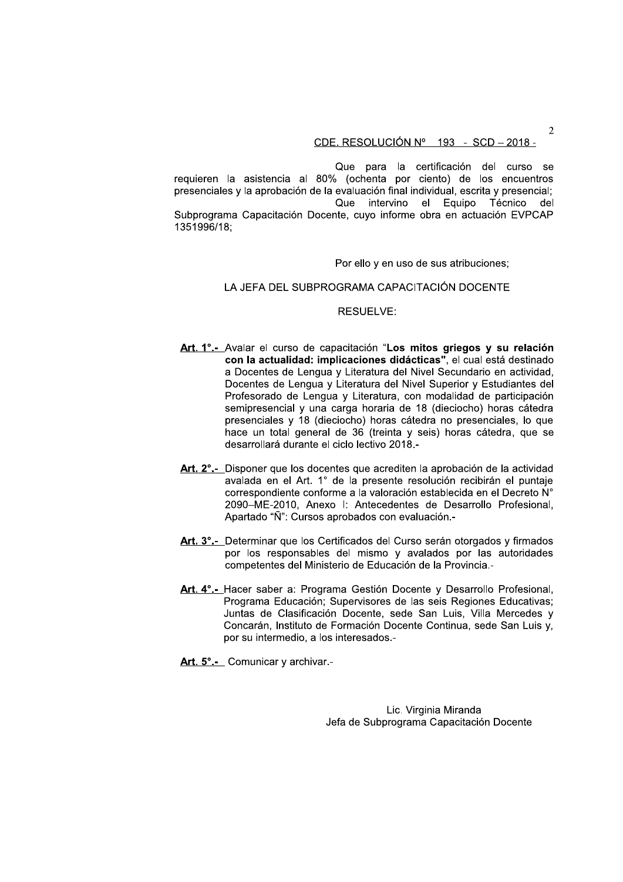CDE. RESOLUCIÓN Nº 193 - SCD – 2018 -

Que para la certificación del curso se requieren la asistencia al 80% (ochenta por ciento) de los encuentros presenciales y la aprobación de la evaluación final individual, escrita y presencial;

Que intervino el Equipo Técnico del Subprograma Capacitación Docente, cuyo informe obra en actuación EVPCAP 1351996/18;

Por ello y en uso de sus atribuciones;

LA JEFA DEL SUBPROGRAMA CAPACITACIÓN DOCENTE

RESUELVE:

**Art. 1°.-** Avalar el curso de capacitación "**Los mitos griegos y su relación con la actualidad: implicaciones didácticas"**, el cual está destinado a Docentes de Lengua y Literatura del Nivel Secundario en actividad, Docentes de Lengua y Literatura del Nivel Superior y Estudiantes del Profesorado de Lengua y Literatura, con modalidad de participación semipresencial y una carga horaria de 18 (dieciocho) horas cátedra presenciales y 18 (dieciocho) horas cátedra no presenciales, lo que hace un total general de 36 (treinta y seis) horas cátedra, que se desarrollará durante el ciclo lectivo 2018.-

**Art. 2°.-** Disponer que los docentes que acrediten la aprobación de la actividad avalada en el Art. 1° de la presente resolución recibirán el puntaje correspondiente conforme a la valoración establecida en el Decreto N° 2090–ME-2010, Anexo I: Antecedentes de Desarrollo Profesional, Apartado "Ñ": Cursos aprobados con evaluación.-

**Art. 3°.-** Determinar que los Certificados del Curso serán otorgados y firmados por los responsables del mismo y avalados por las autoridades competentes del Ministerio de Educación de la Provincia.-

**Art. 4°.-** Hacer saber a: Programa Gestión Docente y Desarrollo Profesional, Programa Educación; Supervisores de las seis Regiones Educativas; Juntas de Clasificación Docente, sede San Luis, Villa Mercedes y Concarán, Instituto de Formación Docente Continua, sede San Luis y, por su intermedio, a los interesados.-

**Art. 5°.-** Comunicar y archivar.-

Lic. Virginia Miranda
Jefa de Subprograma Capacitación Docente